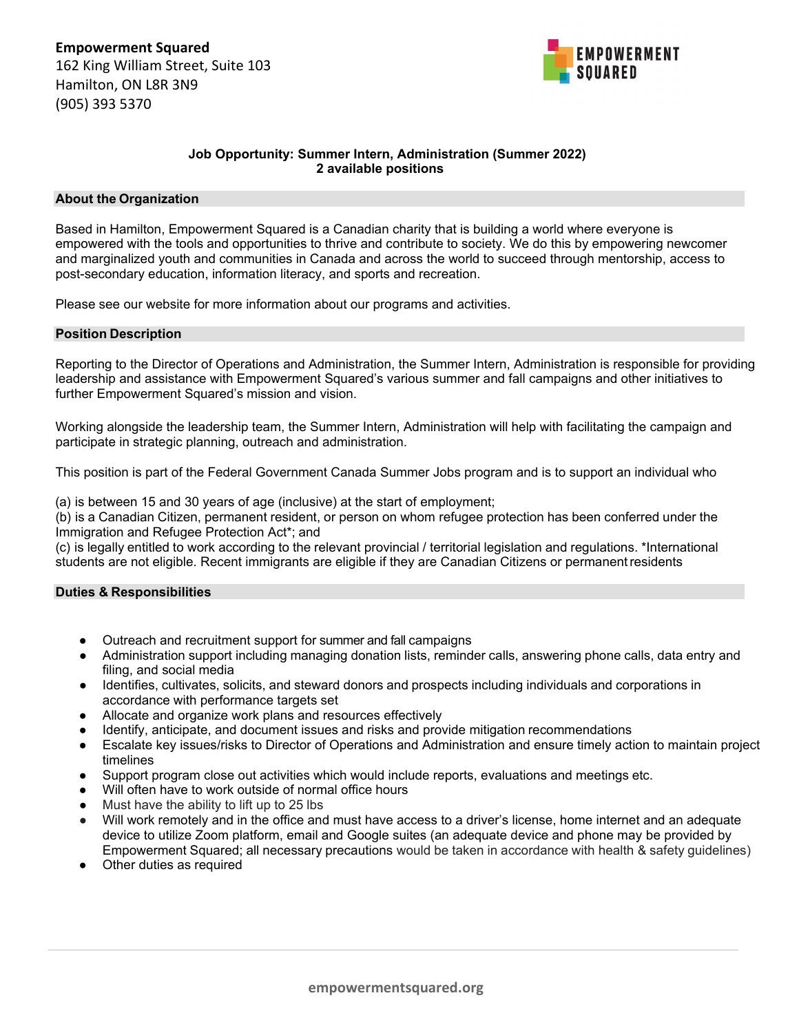**Empowerment Squared**
162 King William Street, Suite 103
Hamilton, ON L8R 3N9
(905) 393 5370

EMPOWERMENT SQUARED

**Job Opportunity: Summer Intern, Administration (Summer 2022)**
**2 available positions**

## About the Organization

Based in Hamilton, Empowerment Squared is a Canadian charity that is building a world where everyone is empowered with the tools and opportunities to thrive and contribute to society. We do this by empowering newcomer and marginalized youth and communities in Canada and across the world to succeed through mentorship, access to post-secondary education, information literacy, and sports and recreation.

Please see our website for more information about our programs and activities.

## Position Description

Reporting to the Director of Operations and Administration, the Summer Intern, Administration is responsible for providing leadership and assistance with Empowerment Squared's various summer and fall campaigns and other initiatives to further Empowerment Squared's mission and vision.

Working alongside the leadership team, the Summer Intern, Administration will help with facilitating the campaign and participate in strategic planning, outreach and administration.

This position is part of the Federal Government Canada Summer Jobs program and is to support an individual who

(a) is between 15 and 30 years of age (inclusive) at the start of employment;
(b) is a Canadian Citizen, permanent resident, or person on whom refugee protection has been conferred under the Immigration and Refugee Protection Act*; and
(c) is legally entitled to work according to the relevant provincial / territorial legislation and regulations. *International students are not eligible. Recent immigrants are eligible if they are Canadian Citizens or permanent residents

## Duties & Responsibilities

- Outreach and recruitment support for summer and fall campaigns
- Administration support including managing donation lists, reminder calls, answering phone calls, data entry and filing, and social media
- Identifies, cultivates, solicits, and steward donors and prospects including individuals and corporations in accordance with performance targets set
- Allocate and organize work plans and resources effectively
- Identify, anticipate, and document issues and risks and provide mitigation recommendations
- Escalate key issues/risks to Director of Operations and Administration and ensure timely action to maintain project timelines
- Support program close out activities which would include reports, evaluations and meetings etc.
- Will often have to work outside of normal office hours
- Must have the ability to lift up to 25 lbs
- Will work remotely and in the office and must have access to a driver's license, home internet and an adequate device to utilize Zoom platform, email and Google suites (an adequate device and phone may be provided by Empowerment Squared; all necessary precautions would be taken in accordance with health & safety guidelines)
- Other duties as required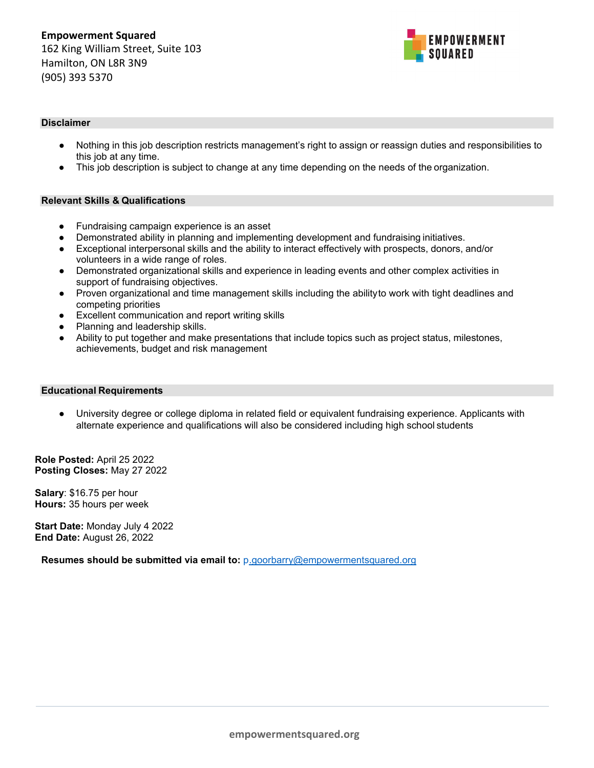**Empowerment Squared**
162 King William Street, Suite 103
Hamilton, ON L8R 3N9
(905) 393 5370

## Disclaimer

- Nothing in this job description restricts management's right to assign or reassign duties and responsibilities to this job at any time.
- This job description is subject to change at any time depending on the needs of the organization.

## Relevant Skills & Qualifications

- Fundraising campaign experience is an asset
- Demonstrated ability in planning and implementing development and fundraising initiatives.
- Exceptional interpersonal skills and the ability to interact effectively with prospects, donors, and/or volunteers in a wide range of roles.
- Demonstrated organizational skills and experience in leading events and other complex activities in support of fundraising objectives.
- Proven organizational and time management skills including the ability to work with tight deadlines and competing priorities
- Excellent communication and report writing skills
- Planning and leadership skills.
- Ability to put together and make presentations that include topics such as project status, milestones, achievements, budget and risk management

## Educational Requirements

- University degree or college diploma in related field or equivalent fundraising experience. Applicants with alternate experience and qualifications will also be considered including high school students

**Role Posted:** April 25 2022
**Posting Closes:** May 27 2022

**Salary**: $16.75 per hour
**Hours:** 35 hours per week

**Start Date:** Monday July 4 2022
**End Date:** August 26, 2022

**Resumes should be submitted via email to:** p.goorbarry@empowermentsquared.org

empowermentsquared.org